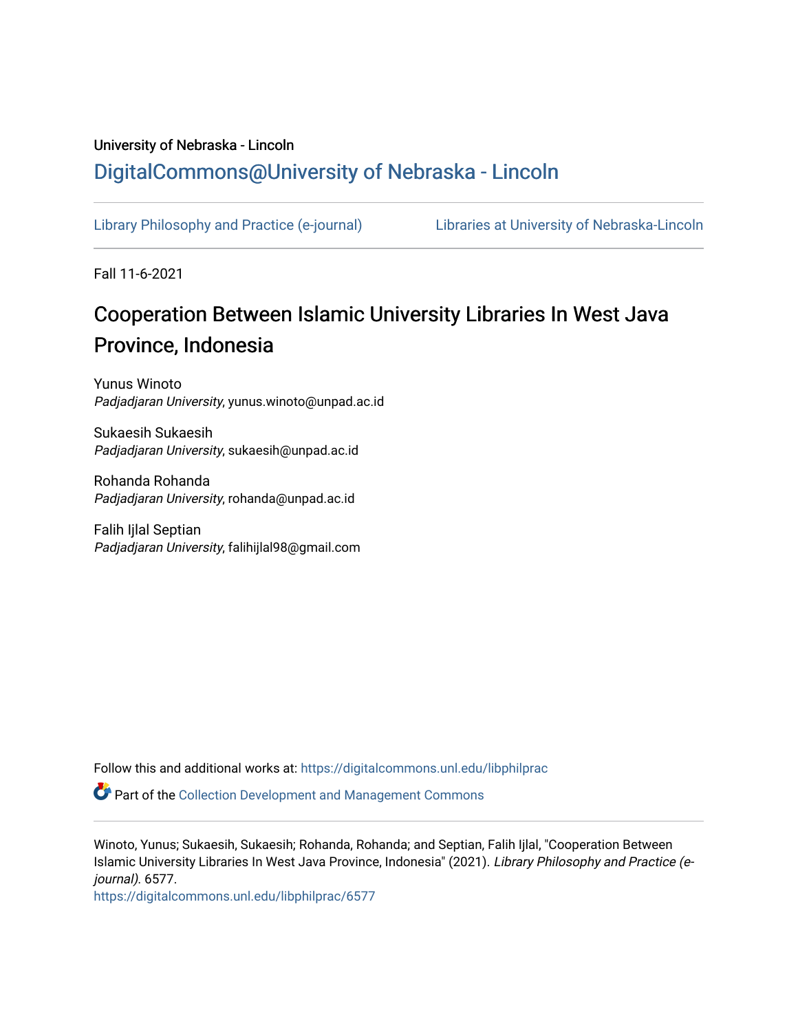University of Nebraska - Lincoln

DigitalCommons@University of Nebraska - Lincoln

Library Philosophy and Practice (e-journal)

Libraries at University of Nebraska-Lincoln

Fall 11-6-2021

# Cooperation Between Islamic University Libraries In West Java Province, Indonesia

Yunus Winoto
*Padjadjaran University*, yunus.winoto@unpad.ac.id

Sukaesih Sukaesih
*Padjadjaran University*, sukaesih@unpad.ac.id

Rohanda Rohanda
*Padjadjaran University*, rohanda@unpad.ac.id

Falih Ijlal Septian
*Padjadjaran University*, falihijlal98@gmail.com

Follow this and additional works at: https://digitalcommons.unl.edu/libphilprac

Part of the Collection Development and Management Commons

Winoto, Yunus; Sukaesih, Sukaesih; Rohanda, Rohanda; and Septian, Falih Ijlal, "Cooperation Between Islamic University Libraries In West Java Province, Indonesia" (2021). *Library Philosophy and Practice (e-journal).* 6577.
https://digitalcommons.unl.edu/libphilprac/6577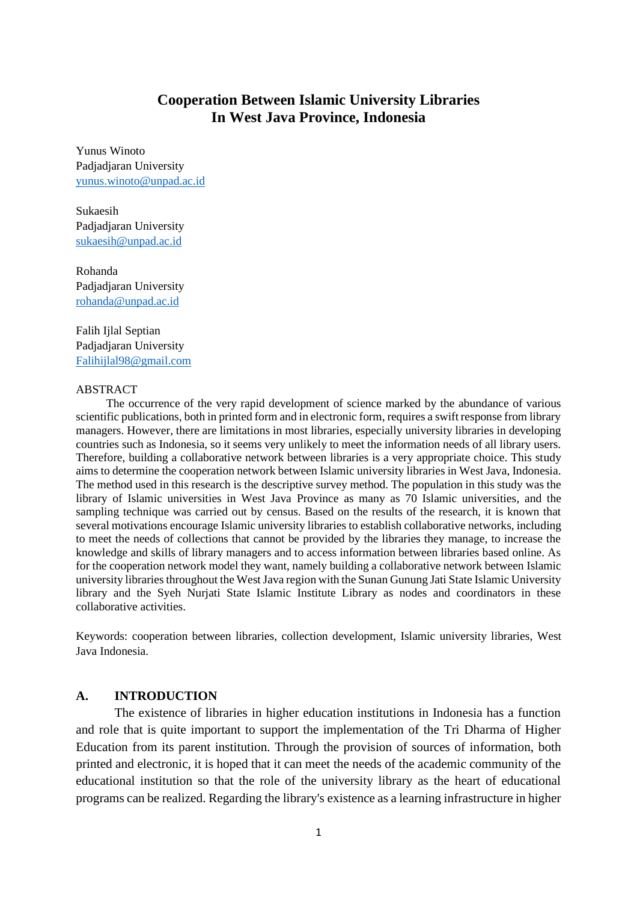# Cooperation Between Islamic University Libraries In West Java Province, Indonesia

Yunus Winoto
Padjadjaran University
yunus.winoto@unpad.ac.id

Sukaesih
Padjadjaran University
sukaesih@unpad.ac.id

Rohanda
Padjadjaran University
rohanda@unpad.ac.id

Falih Ijlal Septian
Padjadjaran University
Falihijlal98@gmail.com

ABSTRACT

The occurrence of the very rapid development of science marked by the abundance of various scientific publications, both in printed form and in electronic form, requires a swift response from library managers. However, there are limitations in most libraries, especially university libraries in developing countries such as Indonesia, so it seems very unlikely to meet the information needs of all library users. Therefore, building a collaborative network between libraries is a very appropriate choice. This study aims to determine the cooperation network between Islamic university libraries in West Java, Indonesia. The method used in this research is the descriptive survey method. The population in this study was the library of Islamic universities in West Java Province as many as 70 Islamic universities, and the sampling technique was carried out by census. Based on the results of the research, it is known that several motivations encourage Islamic university libraries to establish collaborative networks, including to meet the needs of collections that cannot be provided by the libraries they manage, to increase the knowledge and skills of library managers and to access information between libraries based online. As for the cooperation network model they want, namely building a collaborative network between Islamic university libraries throughout the West Java region with the Sunan Gunung Jati State Islamic University library and the Syeh Nurjati State Islamic Institute Library as nodes and coordinators in these collaborative activities.

Keywords: cooperation between libraries, collection development, Islamic university libraries, West Java Indonesia.

## A. INTRODUCTION

The existence of libraries in higher education institutions in Indonesia has a function and role that is quite important to support the implementation of the Tri Dharma of Higher Education from its parent institution. Through the provision of sources of information, both printed and electronic, it is hoped that it can meet the needs of the academic community of the educational institution so that the role of the university library as the heart of educational programs can be realized. Regarding the library's existence as a learning infrastructure in higher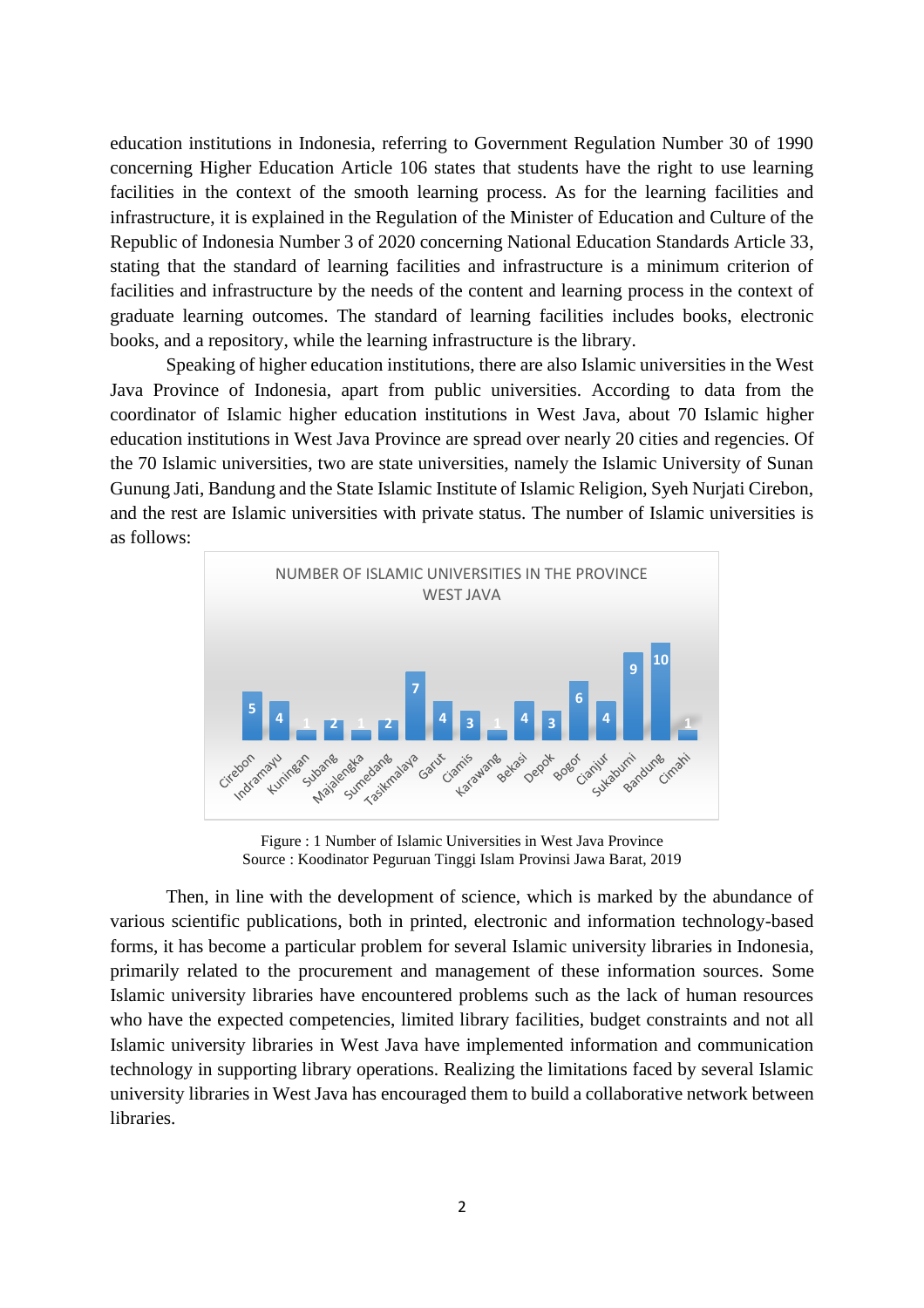education institutions in Indonesia, referring to Government Regulation Number 30 of 1990 concerning Higher Education Article 106 states that students have the right to use learning facilities in the context of the smooth learning process. As for the learning facilities and infrastructure, it is explained in the Regulation of the Minister of Education and Culture of the Republic of Indonesia Number 3 of 2020 concerning National Education Standards Article 33, stating that the standard of learning facilities and infrastructure is a minimum criterion of facilities and infrastructure by the needs of the content and learning process in the context of graduate learning outcomes. The standard of learning facilities includes books, electronic books, and a repository, while the learning infrastructure is the library.

Speaking of higher education institutions, there are also Islamic universities in the West Java Province of Indonesia, apart from public universities. According to data from the coordinator of Islamic higher education institutions in West Java, about 70 Islamic higher education institutions in West Java Province are spread over nearly 20 cities and regencies. Of the 70 Islamic universities, two are state universities, namely the Islamic University of Sunan Gunung Jati, Bandung and the State Islamic Institute of Islamic Religion, Syeh Nurjati Cirebon, and the rest are Islamic universities with private status. The number of Islamic universities is as follows:

NUMBER OF ISLAMIC UNIVERSITIES IN THE PROVINCE WEST JAVA

| Cirebon | Indramayu | Kuningan | Subang | Majalengka | Sumedang | Tasikmalaya | Garut | Ciamis | Karawang | Bekasi | Depok | Bogor | Cianjur | Sukabumi | Bandung | Cimahi |
|---|---|---|---|---|---|---|---|---|---|---|---|---|---|---|---|---|
| 5 | 4 | 1 | 2 | 1 | 2 | 7 | 4 | 3 | 1 | 4 | 3 | 6 | 4 | 9 | 10 | 1 |

Figure : 1 Number of Islamic Universities in West Java Province
Source : Koodinator Peguruan Tinggi Islam Provinsi Jawa Barat, 2019

Then, in line with the development of science, which is marked by the abundance of various scientific publications, both in printed, electronic and information technology-based forms, it has become a particular problem for several Islamic university libraries in Indonesia, primarily related to the procurement and management of these information sources. Some Islamic university libraries have encountered problems such as the lack of human resources who have the expected competencies, limited library facilities, budget constraints and not all Islamic university libraries in West Java have implemented information and communication technology in supporting library operations. Realizing the limitations faced by several Islamic university libraries in West Java has encouraged them to build a collaborative network between libraries.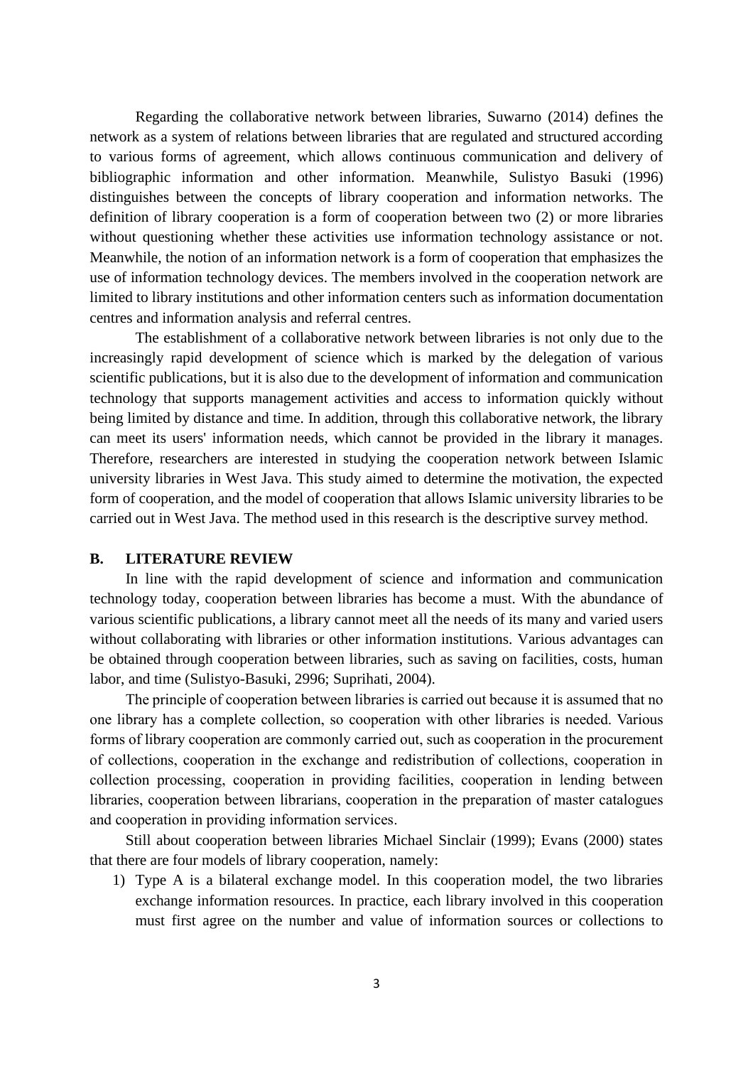Regarding the collaborative network between libraries, Suwarno (2014) defines the network as a system of relations between libraries that are regulated and structured according to various forms of agreement, which allows continuous communication and delivery of bibliographic information and other information. Meanwhile, Sulistyo Basuki (1996) distinguishes between the concepts of library cooperation and information networks. The definition of library cooperation is a form of cooperation between two (2) or more libraries without questioning whether these activities use information technology assistance or not. Meanwhile, the notion of an information network is a form of cooperation that emphasizes the use of information technology devices. The members involved in the cooperation network are limited to library institutions and other information centers such as information documentation centres and information analysis and referral centres.

The establishment of a collaborative network between libraries is not only due to the increasingly rapid development of science which is marked by the delegation of various scientific publications, but it is also due to the development of information and communication technology that supports management activities and access to information quickly without being limited by distance and time. In addition, through this collaborative network, the library can meet its users' information needs, which cannot be provided in the library it manages. Therefore, researchers are interested in studying the cooperation network between Islamic university libraries in West Java. This study aimed to determine the motivation, the expected form of cooperation, and the model of cooperation that allows Islamic university libraries to be carried out in West Java. The method used in this research is the descriptive survey method.

## B. LITERATURE REVIEW

In line with the rapid development of science and information and communication technology today, cooperation between libraries has become a must. With the abundance of various scientific publications, a library cannot meet all the needs of its many and varied users without collaborating with libraries or other information institutions. Various advantages can be obtained through cooperation between libraries, such as saving on facilities, costs, human labor, and time (Sulistyo-Basuki, 2996; Suprihati, 2004).

The principle of cooperation between libraries is carried out because it is assumed that no one library has a complete collection, so cooperation with other libraries is needed. Various forms of library cooperation are commonly carried out, such as cooperation in the procurement of collections, cooperation in the exchange and redistribution of collections, cooperation in collection processing, cooperation in providing facilities, cooperation in lending between libraries, cooperation between librarians, cooperation in the preparation of master catalogues and cooperation in providing information services.

Still about cooperation between libraries Michael Sinclair (1999); Evans (2000) states that there are four models of library cooperation, namely:

1) Type A is a bilateral exchange model. In this cooperation model, the two libraries exchange information resources. In practice, each library involved in this cooperation must first agree on the number and value of information sources or collections to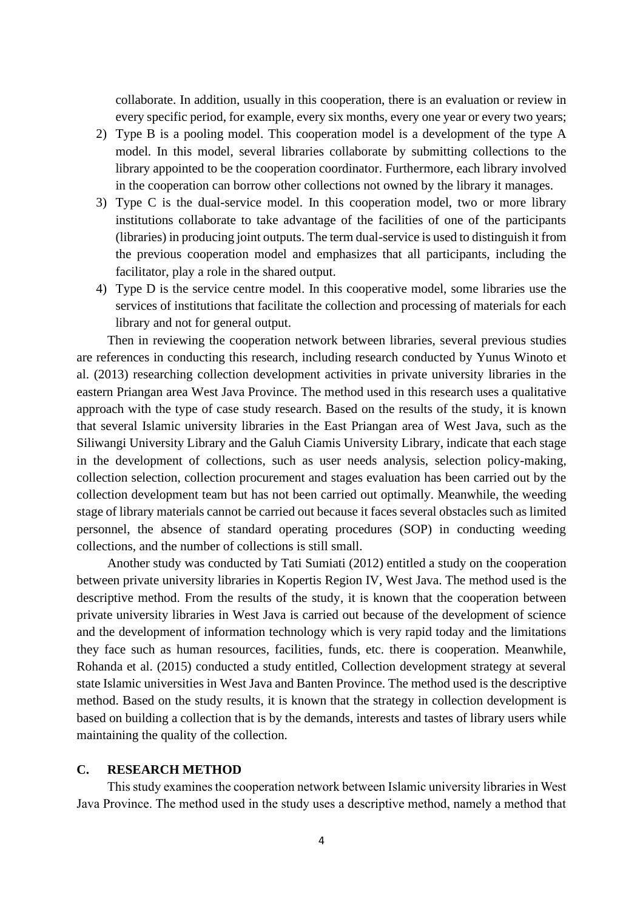collaborate. In addition, usually in this cooperation, there is an evaluation or review in every specific period, for example, every six months, every one year or every two years;

2) Type B is a pooling model. This cooperation model is a development of the type A model. In this model, several libraries collaborate by submitting collections to the library appointed to be the cooperation coordinator. Furthermore, each library involved in the cooperation can borrow other collections not owned by the library it manages.
3) Type C is the dual-service model. In this cooperation model, two or more library institutions collaborate to take advantage of the facilities of one of the participants (libraries) in producing joint outputs. The term dual-service is used to distinguish it from the previous cooperation model and emphasizes that all participants, including the facilitator, play a role in the shared output.
4) Type D is the service centre model. In this cooperative model, some libraries use the services of institutions that facilitate the collection and processing of materials for each library and not for general output.

Then in reviewing the cooperation network between libraries, several previous studies are references in conducting this research, including research conducted by Yunus Winoto et al. (2013) researching collection development activities in private university libraries in the eastern Priangan area West Java Province. The method used in this research uses a qualitative approach with the type of case study research. Based on the results of the study, it is known that several Islamic university libraries in the East Priangan area of West Java, such as the Siliwangi University Library and the Galuh Ciamis University Library, indicate that each stage in the development of collections, such as user needs analysis, selection policy-making, collection selection, collection procurement and stages evaluation has been carried out by the collection development team but has not been carried out optimally. Meanwhile, the weeding stage of library materials cannot be carried out because it faces several obstacles such as limited personnel, the absence of standard operating procedures (SOP) in conducting weeding collections, and the number of collections is still small.

Another study was conducted by Tati Sumiati (2012) entitled a study on the cooperation between private university libraries in Kopertis Region IV, West Java. The method used is the descriptive method. From the results of the study, it is known that the cooperation between private university libraries in West Java is carried out because of the development of science and the development of information technology which is very rapid today and the limitations they face such as human resources, facilities, funds, etc. there is cooperation. Meanwhile, Rohanda et al. (2015) conducted a study entitled, Collection development strategy at several state Islamic universities in West Java and Banten Province. The method used is the descriptive method. Based on the study results, it is known that the strategy in collection development is based on building a collection that is by the demands, interests and tastes of library users while maintaining the quality of the collection.

## C. RESEARCH METHOD

This study examines the cooperation network between Islamic university libraries in West Java Province. The method used in the study uses a descriptive method, namely a method that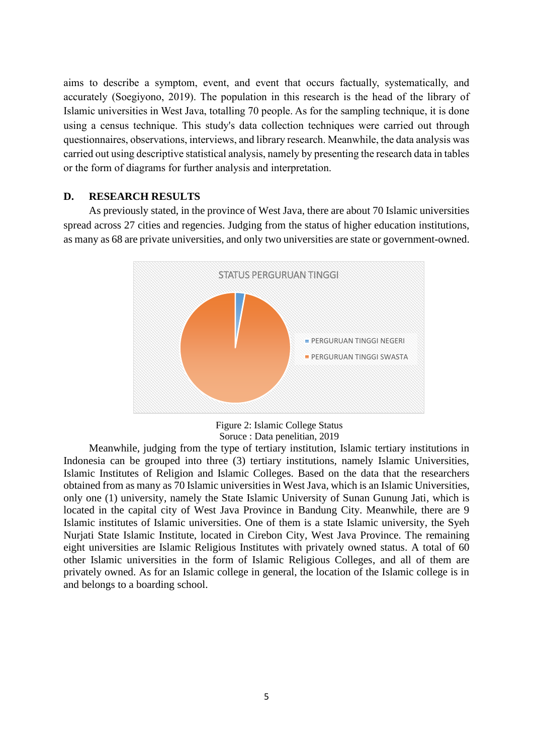aims to describe a symptom, event, and event that occurs factually, systematically, and accurately (Soegiyono, 2019). The population in this research is the head of the library of Islamic universities in West Java, totalling 70 people. As for the sampling technique, it is done using a census technique. This study's data collection techniques were carried out through questionnaires, observations, interviews, and library research. Meanwhile, the data analysis was carried out using descriptive statistical analysis, namely by presenting the research data in tables or the form of diagrams for further analysis and interpretation.

## D. RESEARCH RESULTS

As previously stated, in the province of West Java, there are about 70 Islamic universities spread across 27 cities and regencies. Judging from the status of higher education institutions, as many as 68 are private universities, and only two universities are state or government-owned.

STATUS PERGURUAN TINGGI

- PERGURUAN TINGGI NEGERI
- PERGURUAN TINGGI SWASTA

Figure 2: Islamic College Status
Soruce : Data penelitian, 2019

Meanwhile, judging from the type of tertiary institution, Islamic tertiary institutions in Indonesia can be grouped into three (3) tertiary institutions, namely Islamic Universities, Islamic Institutes of Religion and Islamic Colleges. Based on the data that the researchers obtained from as many as 70 Islamic universities in West Java, which is an Islamic Universities, only one (1) university, namely the State Islamic University of Sunan Gunung Jati, which is located in the capital city of West Java Province in Bandung City. Meanwhile, there are 9 Islamic institutes of Islamic universities. One of them is a state Islamic university, the Syeh Nurjati State Islamic Institute, located in Cirebon City, West Java Province. The remaining eight universities are Islamic Religious Institutes with privately owned status. A total of 60 other Islamic universities in the form of Islamic Religious Colleges, and all of them are privately owned. As for an Islamic college in general, the location of the Islamic college is in and belongs to a boarding school.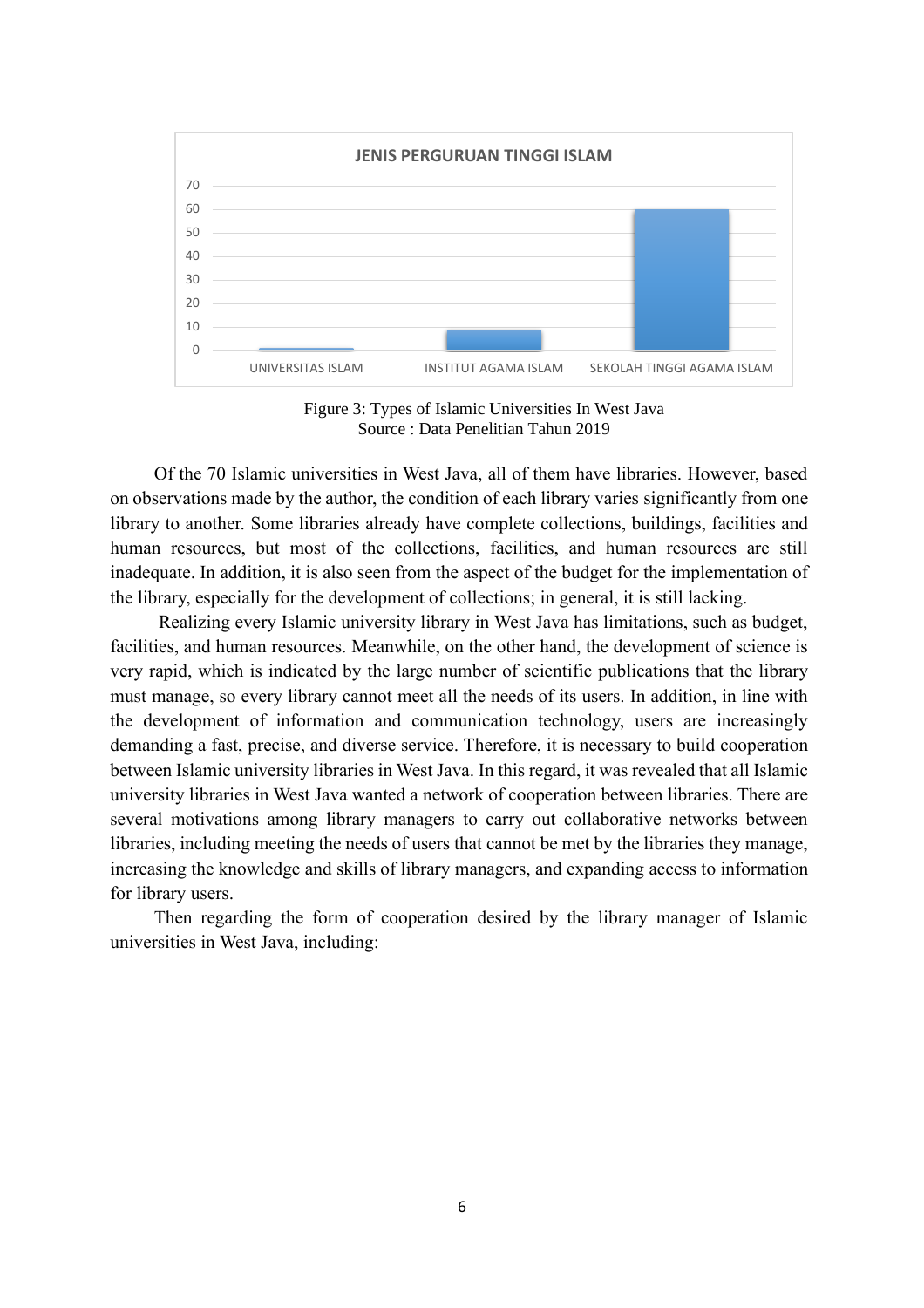Figure 3: Types of Islamic Universities In West Java
Source : Data Penelitian Tahun 2019

Of the 70 Islamic universities in West Java, all of them have libraries. However, based on observations made by the author, the condition of each library varies significantly from one library to another. Some libraries already have complete collections, buildings, facilities and human resources, but most of the collections, facilities, and human resources are still inadequate. In addition, it is also seen from the aspect of the budget for the implementation of the library, especially for the development of collections; in general, it is still lacking.

Realizing every Islamic university library in West Java has limitations, such as budget, facilities, and human resources. Meanwhile, on the other hand, the development of science is very rapid, which is indicated by the large number of scientific publications that the library must manage, so every library cannot meet all the needs of its users. In addition, in line with the development of information and communication technology, users are increasingly demanding a fast, precise, and diverse service. Therefore, it is necessary to build cooperation between Islamic university libraries in West Java. In this regard, it was revealed that all Islamic university libraries in West Java wanted a network of cooperation between libraries. There are several motivations among library managers to carry out collaborative networks between libraries, including meeting the needs of users that cannot be met by the libraries they manage, increasing the knowledge and skills of library managers, and expanding access to information for library users.

Then regarding the form of cooperation desired by the library manager of Islamic universities in West Java, including: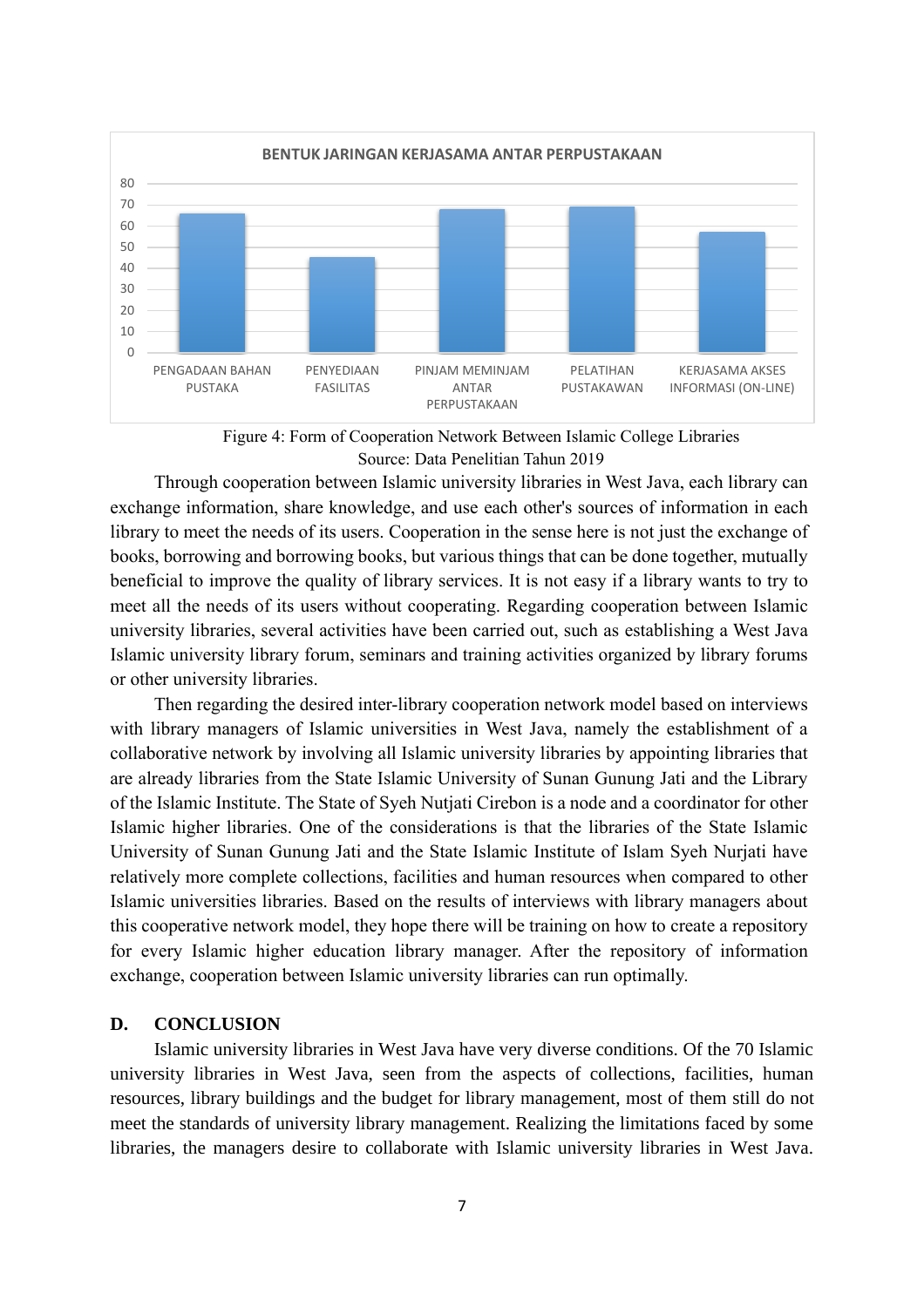BENTUK JARINGAN KERJASAMA ANTAR PERPUSTAKAAN

| Bentuk | Nilai |
|---|---|
| PENGADAAN BAHAN PUSTAKA | 66 |
| PENYEDIAAN FASILITAS | 45 |
| PINJAM MEMINJAM ANTAR PERPUSTAKAAN | 68 |
| PELATIHAN PUSTAKAWAN | 69 |
| KERJASAMA AKSES INFORMASI (ON-LINE) | 57 |

Figure 4: Form of Cooperation Network Between Islamic College Libraries
Source: Data Penelitian Tahun 2019

Through cooperation between Islamic university libraries in West Java, each library can exchange information, share knowledge, and use each other's sources of information in each library to meet the needs of its users. Cooperation in the sense here is not just the exchange of books, borrowing and borrowing books, but various things that can be done together, mutually beneficial to improve the quality of library services. It is not easy if a library wants to try to meet all the needs of its users without cooperating. Regarding cooperation between Islamic university libraries, several activities have been carried out, such as establishing a West Java Islamic university library forum, seminars and training activities organized by library forums or other university libraries.

Then regarding the desired inter-library cooperation network model based on interviews with library managers of Islamic universities in West Java, namely the establishment of a collaborative network by involving all Islamic university libraries by appointing libraries that are already libraries from the State Islamic University of Sunan Gunung Jati and the Library of the Islamic Institute. The State of Syeh Nutjati Cirebon is a node and a coordinator for other Islamic higher libraries. One of the considerations is that the libraries of the State Islamic University of Sunan Gunung Jati and the State Islamic Institute of Islam Syeh Nurjati have relatively more complete collections, facilities and human resources when compared to other Islamic universities libraries. Based on the results of interviews with library managers about this cooperative network model, they hope there will be training on how to create a repository for every Islamic higher education library manager. After the repository of information exchange, cooperation between Islamic university libraries can run optimally.

## D. CONCLUSION

Islamic university libraries in West Java have very diverse conditions. Of the 70 Islamic university libraries in West Java, seen from the aspects of collections, facilities, human resources, library buildings and the budget for library management, most of them still do not meet the standards of university library management. Realizing the limitations faced by some libraries, the managers desire to collaborate with Islamic university libraries in West Java.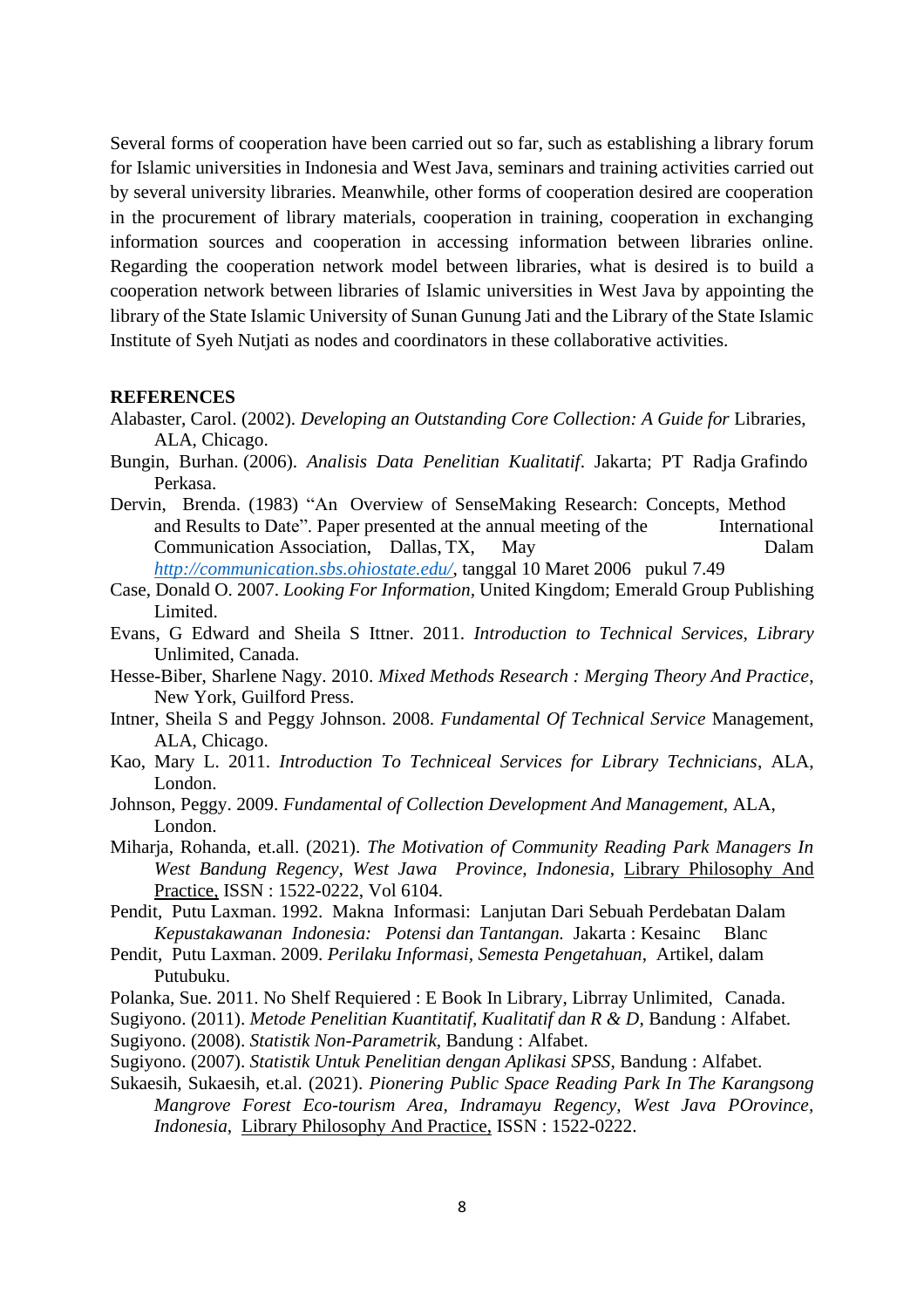Several forms of cooperation have been carried out so far, such as establishing a library forum for Islamic universities in Indonesia and West Java, seminars and training activities carried out by several university libraries. Meanwhile, other forms of cooperation desired are cooperation in the procurement of library materials, cooperation in training, cooperation in exchanging information sources and cooperation in accessing information between libraries online. Regarding the cooperation network model between libraries, what is desired is to build a cooperation network between libraries of Islamic universities in West Java by appointing the library of the State Islamic University of Sunan Gunung Jati and the Library of the State Islamic Institute of Syeh Nutjati as nodes and coordinators in these collaborative activities.

**REFERENCES**

Alabaster, Carol. (2002). *Developing an Outstanding Core Collection: A Guide for* Libraries, ALA, Chicago.

Bungin, Burhan. (2006). *Analisis Data Penelitian Kualitatif*. Jakarta; PT Radja Grafindo Perkasa.

Dervin, Brenda. (1983) "An Overview of SenseMaking Research: Concepts, Method and Results to Date". Paper presented at the annual meeting of the International Communication Association, Dallas, TX, May Dalam *http://communication.sbs.ohiostate.edu/*, tanggal 10 Maret 2006 pukul 7.49

Case, Donald O. 2007. *Looking For Information*, United Kingdom; Emerald Group Publishing Limited.

Evans, G Edward and Sheila S Ittner. 2011. *Introduction to Technical Services, Library* Unlimited, Canada.

Hesse-Biber, Sharlene Nagy. 2010. *Mixed Methods Research : Merging Theory And Practice*, New York, Guilford Press.

Intner, Sheila S and Peggy Johnson. 2008. *Fundamental Of Technical Service* Management, ALA, Chicago.

Kao, Mary L. 2011. *Introduction To Techniceal Services for Library Technicians*, ALA, London.

Johnson, Peggy. 2009. *Fundamental of Collection Development And Management*, ALA, London.

Miharja, Rohanda, et.all. (2021). *The Motivation of Community Reading Park Managers In West Bandung Regency, West Jawa Province, Indonesia*, Library Philosophy And Practice, ISSN : 1522-0222, Vol 6104.

Pendit, Putu Laxman. 1992. Makna Informasi: Lanjutan Dari Sebuah Perdebatan Dalam *Kepustakawanan Indonesia: Potensi dan Tantangan.* Jakarta : Kesainc Blanc

Pendit, Putu Laxman. 2009. *Perilaku Informasi, Semesta Pengetahuan*, Artikel, dalam Putubuku.

Polanka, Sue. 2011. No Shelf Requiered : E Book In Library, Librray Unlimited, Canada.

Sugiyono. (2011). *Metode Penelitian Kuantitatif, Kualitatif dan R & D*, Bandung : Alfabet.

Sugiyono. (2008). *Statistik Non-Parametrik*, Bandung : Alfabet.

Sugiyono. (2007). *Statistik Untuk Penelitian dengan Aplikasi SPSS*, Bandung : Alfabet.

Sukaesih, Sukaesih, et.al. (2021). *Pionering Public Space Reading Park In The Karangsong Mangrove Forest Eco-tourism Area, Indramayu Regency, West Java POrovince, Indonesia,* Library Philosophy And Practice, ISSN : 1522-0222.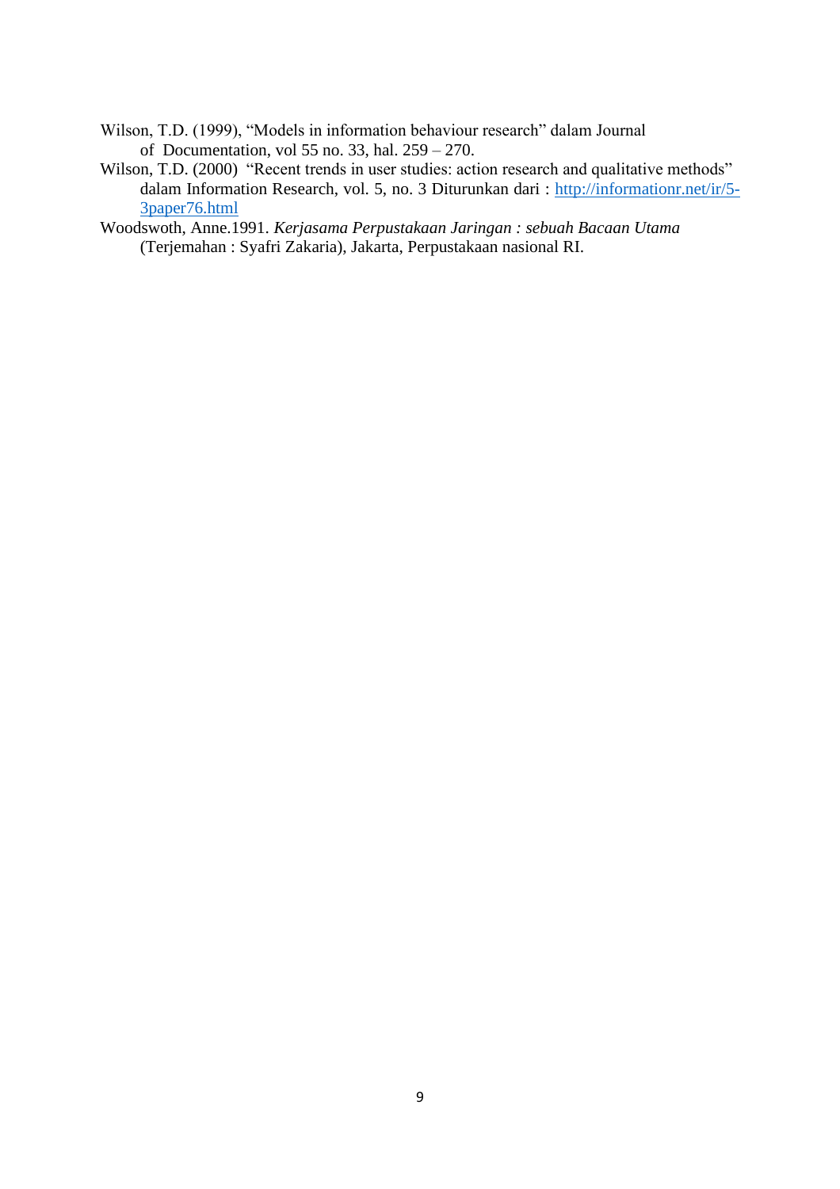Wilson, T.D. (1999), "Models in information behaviour research" dalam Journal of Documentation, vol 55 no. 33, hal. 259 – 270.

Wilson, T.D. (2000) "Recent trends in user studies: action research and qualitative methods" dalam Information Research, vol. 5, no. 3 Diturunkan dari : http://informationr.net/ir/5-3paper76.html

Woodswoth, Anne.1991. *Kerjasama Perpustakaan Jaringan : sebuah Bacaan Utama* (Terjemahan : Syafri Zakaria), Jakarta, Perpustakaan nasional RI.